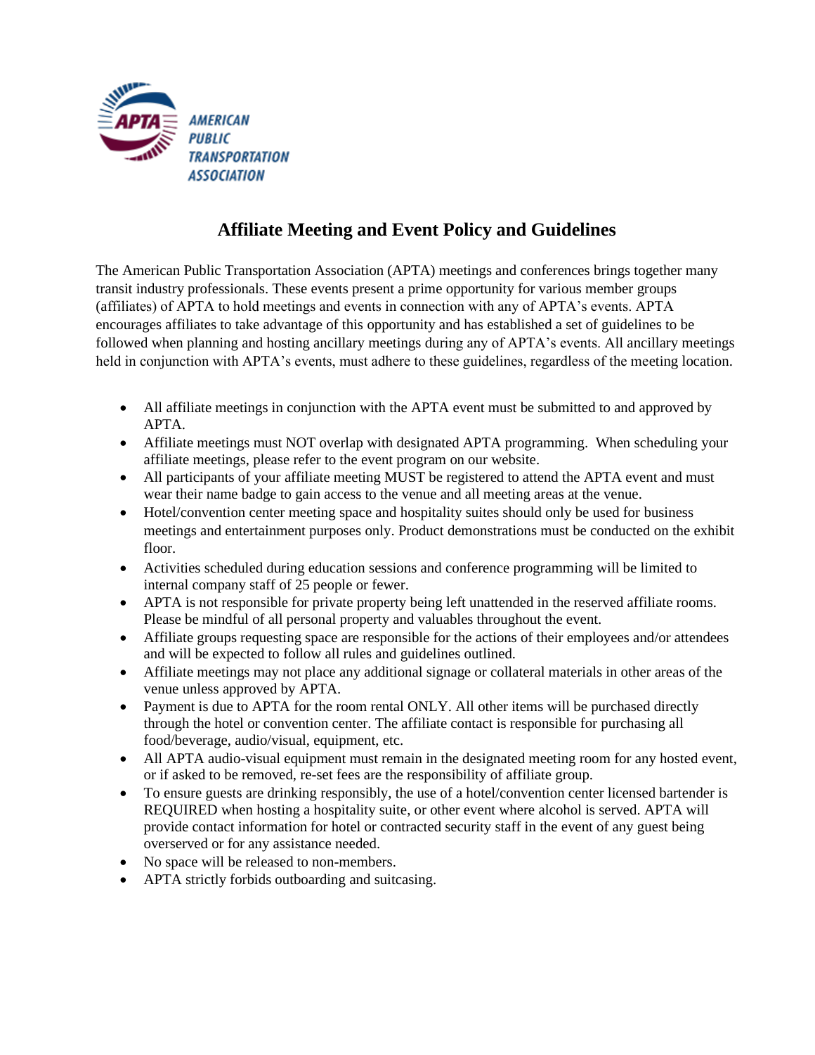AMERICAN PUBLIC TRANSPORTATION ASSOCIATION

# Affiliate Meeting and Event Policy and Guidelines

The American Public Transportation Association (APTA) meetings and conferences brings together many transit industry professionals. These events present a prime opportunity for various member groups (affiliates) of APTA to hold meetings and events in connection with any of APTA's events. APTA encourages affiliates to take advantage of this opportunity and has established a set of guidelines to be followed when planning and hosting ancillary meetings during any of APTA's events. All ancillary meetings held in conjunction with APTA's events, must adhere to these guidelines, regardless of the meeting location.

- All affiliate meetings in conjunction with the APTA event must be submitted to and approved by APTA.
- Affiliate meetings must NOT overlap with designated APTA programming. When scheduling your affiliate meetings, please refer to the event program on our website.
- All participants of your affiliate meeting MUST be registered to attend the APTA event and must wear their name badge to gain access to the venue and all meeting areas at the venue.
- Hotel/convention center meeting space and hospitality suites should only be used for business meetings and entertainment purposes only. Product demonstrations must be conducted on the exhibit floor.
- Activities scheduled during education sessions and conference programming will be limited to internal company staff of 25 people or fewer.
- APTA is not responsible for private property being left unattended in the reserved affiliate rooms. Please be mindful of all personal property and valuables throughout the event.
- Affiliate groups requesting space are responsible for the actions of their employees and/or attendees and will be expected to follow all rules and guidelines outlined.
- Affiliate meetings may not place any additional signage or collateral materials in other areas of the venue unless approved by APTA.
- Payment is due to APTA for the room rental ONLY. All other items will be purchased directly through the hotel or convention center. The affiliate contact is responsible for purchasing all food/beverage, audio/visual, equipment, etc.
- All APTA audio-visual equipment must remain in the designated meeting room for any hosted event, or if asked to be removed, re-set fees are the responsibility of affiliate group.
- To ensure guests are drinking responsibly, the use of a hotel/convention center licensed bartender is REQUIRED when hosting a hospitality suite, or other event where alcohol is served. APTA will provide contact information for hotel or contracted security staff in the event of any guest being overserved or for any assistance needed.
- No space will be released to non-members.
- APTA strictly forbids outboarding and suitcasing.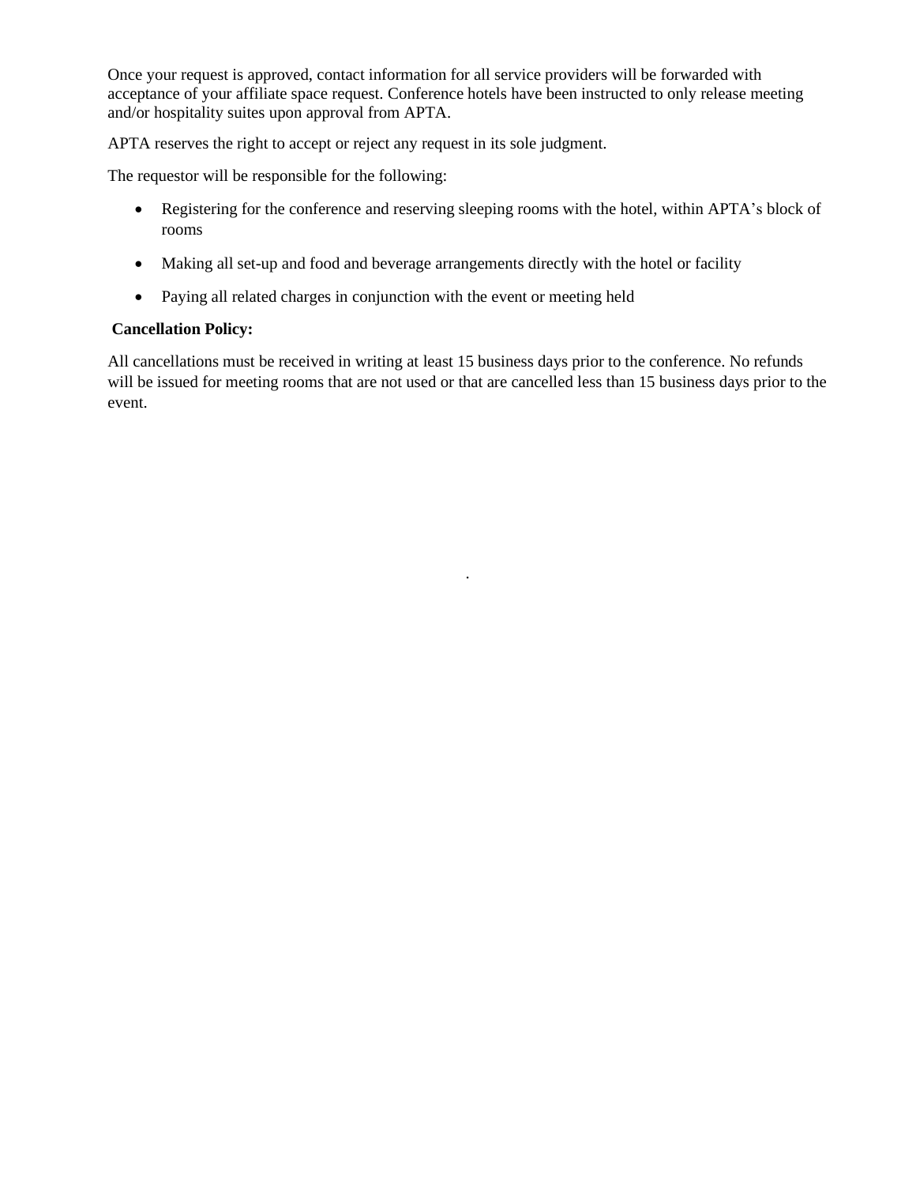Once your request is approved, contact information for all service providers will be forwarded with acceptance of your affiliate space request. Conference hotels have been instructed to only release meeting and/or hospitality suites upon approval from APTA.

APTA reserves the right to accept or reject any request in its sole judgment.

The requestor will be responsible for the following:

- Registering for the conference and reserving sleeping rooms with the hotel, within APTA's block of rooms
- Making all set-up and food and beverage arrangements directly with the hotel or facility
- Paying all related charges in conjunction with the event or meeting held

**Cancellation Policy:**

All cancellations must be received in writing at least 15 business days prior to the conference. No refunds will be issued for meeting rooms that are not used or that are cancelled less than 15 business days prior to the event.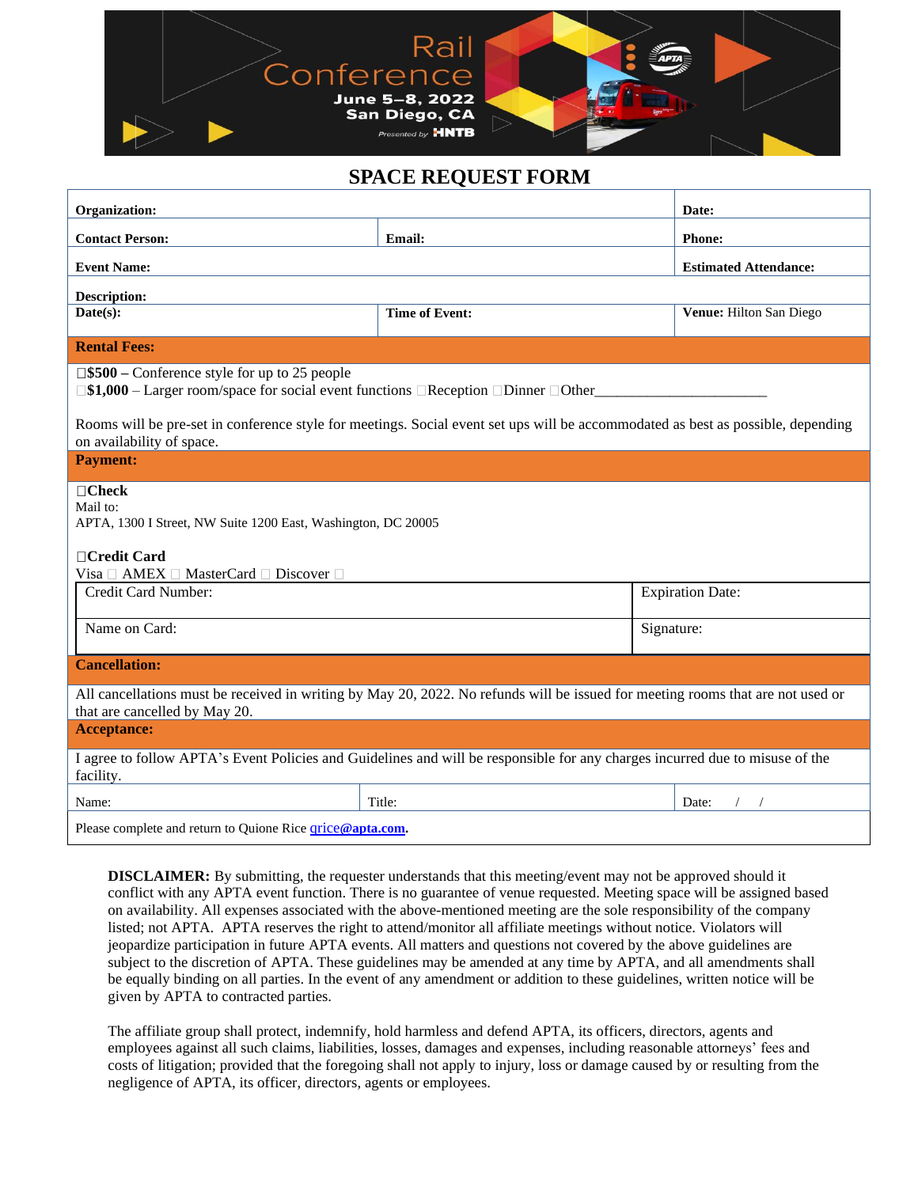Rail Conference
June 5–8, 2022
San Diego, CA
Presented by HNTB

APTA

# SPACE REQUEST FORM

| | | |
|---|---|---|
| **Organization:** | | **Date:** |
| **Contact Person:** | **Email:** | **Phone:** |
| **Event Name:** | | **Estimated Attendance:** |
| **Description:** | | |
| **Date(s):** | **Time of Event:** | **Venue:** Hilton San Diego |

**Rental Fees:**

☐**$500 –** Conference style for up to 25 people
☐**$1,000** – Larger room/space for social event functions ☐Reception ☐Dinner ☐Other________________________

Rooms will be pre-set in conference style for meetings. Social event set ups will be accommodated as best as possible, depending on availability of space.

**Payment:**

☐**Check**
Mail to:
APTA, 1300 I Street, NW Suite 1200 East, Washington, DC 20005

☐**Credit Card**
Visa ☐ AMEX ☐ MasterCard ☐ Discover ☐

| | |
|---|---|
| Credit Card Number: | Expiration Date: |
| Name on Card: | Signature: |

**Cancellation:**

All cancellations must be received in writing by May 20, 2022. No refunds will be issued for meeting rooms that are not used or that are cancelled by May 20.

**Acceptance:**

I agree to follow APTA's Event Policies and Guidelines and will be responsible for any charges incurred due to misuse of the facility.

| | | |
|---|---|---|
| Name: | Title: | Date: / / |

Please complete and return to Quione Rice qrice@apta.com.

**DISCLAIMER:** By submitting, the requester understands that this meeting/event may not be approved should it conflict with any APTA event function. There is no guarantee of venue requested. Meeting space will be assigned based on availability. All expenses associated with the above-mentioned meeting are the sole responsibility of the company listed; not APTA. APTA reserves the right to attend/monitor all affiliate meetings without notice. Violators will jeopardize participation in future APTA events. All matters and questions not covered by the above guidelines are subject to the discretion of APTA. These guidelines may be amended at any time by APTA, and all amendments shall be equally binding on all parties. In the event of any amendment or addition to these guidelines, written notice will be given by APTA to contracted parties.

The affiliate group shall protect, indemnify, hold harmless and defend APTA, its officers, directors, agents and employees against all such claims, liabilities, losses, damages and expenses, including reasonable attorneys' fees and costs of litigation; provided that the foregoing shall not apply to injury, loss or damage caused by or resulting from the negligence of APTA, its officer, directors, agents or employees.